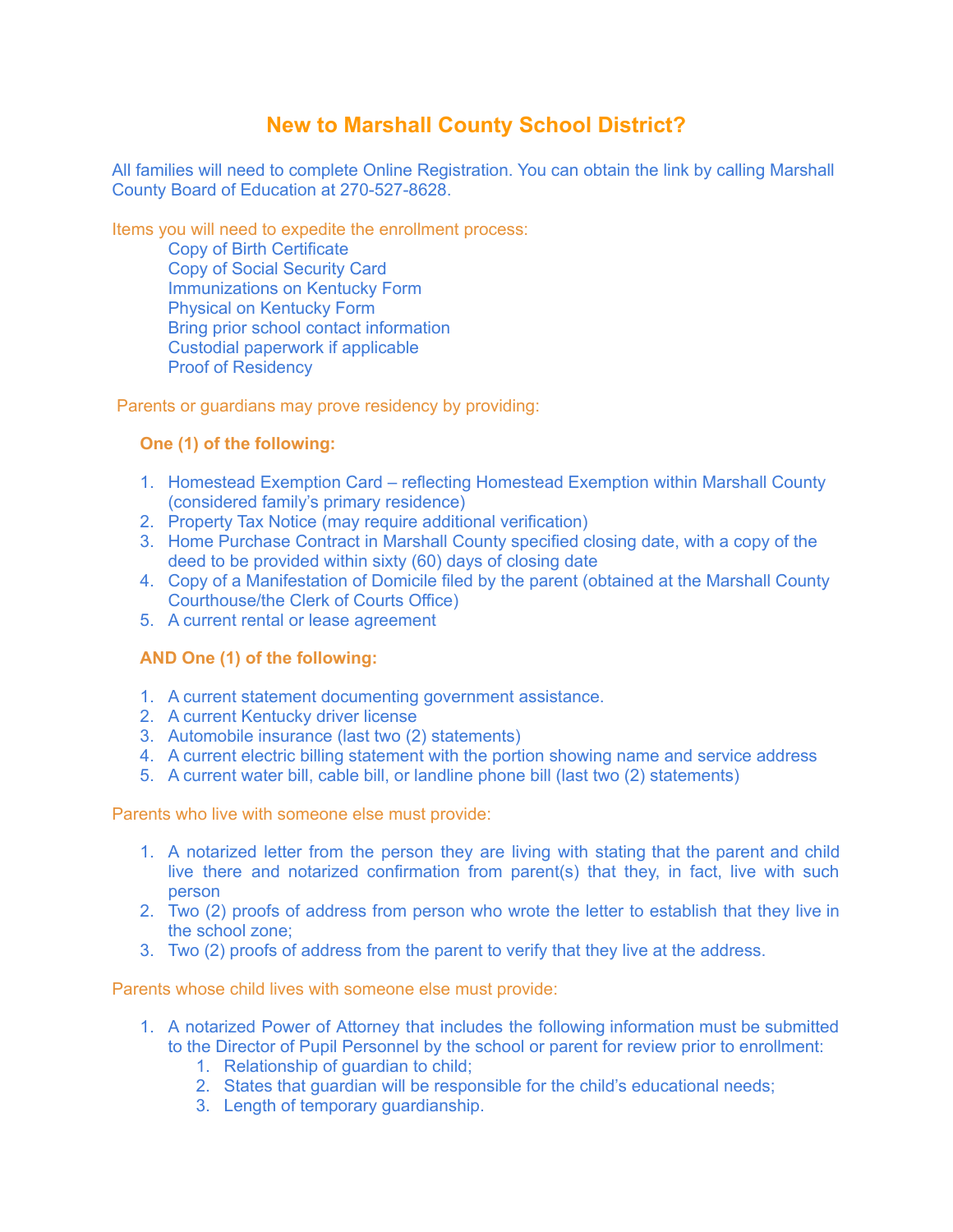# New to Marshall County School District?

All families will need to complete Online Registration. You can obtain the link by calling Marshall County Board of Education at 270-527-8628.

Items you will need to expedite the enrollment process:

- Copy of Birth Certificate
- Copy of Social Security Card
- Immunizations on Kentucky Form
- Physical on Kentucky Form
- Bring prior school contact information
- Custodial paperwork if applicable
- Proof of Residency

Parents or guardians may prove residency by providing:

**One (1) of the following:**

1. Homestead Exemption Card – reflecting Homestead Exemption within Marshall County (considered family's primary residence)
2. Property Tax Notice (may require additional verification)
3. Home Purchase Contract in Marshall County specified closing date, with a copy of the deed to be provided within sixty (60) days of closing date
4. Copy of a Manifestation of Domicile filed by the parent (obtained at the Marshall County Courthouse/the Clerk of Courts Office)
5. A current rental or lease agreement

**AND One (1) of the following:**

1. A current statement documenting government assistance.
2. A current Kentucky driver license
3. Automobile insurance (last two (2) statements)
4. A current electric billing statement with the portion showing name and service address
5. A current water bill, cable bill, or landline phone bill (last two (2) statements)

Parents who live with someone else must provide:

1. A notarized letter from the person they are living with stating that the parent and child live there and notarized confirmation from parent(s) that they, in fact, live with such person
2. Two (2) proofs of address from person who wrote the letter to establish that they live in the school zone;
3. Two (2) proofs of address from the parent to verify that they live at the address.

Parents whose child lives with someone else must provide:

1. A notarized Power of Attorney that includes the following information must be submitted to the Director of Pupil Personnel by the school or parent for review prior to enrollment:
   1. Relationship of guardian to child;
   2. States that guardian will be responsible for the child's educational needs;
   3. Length of temporary guardianship.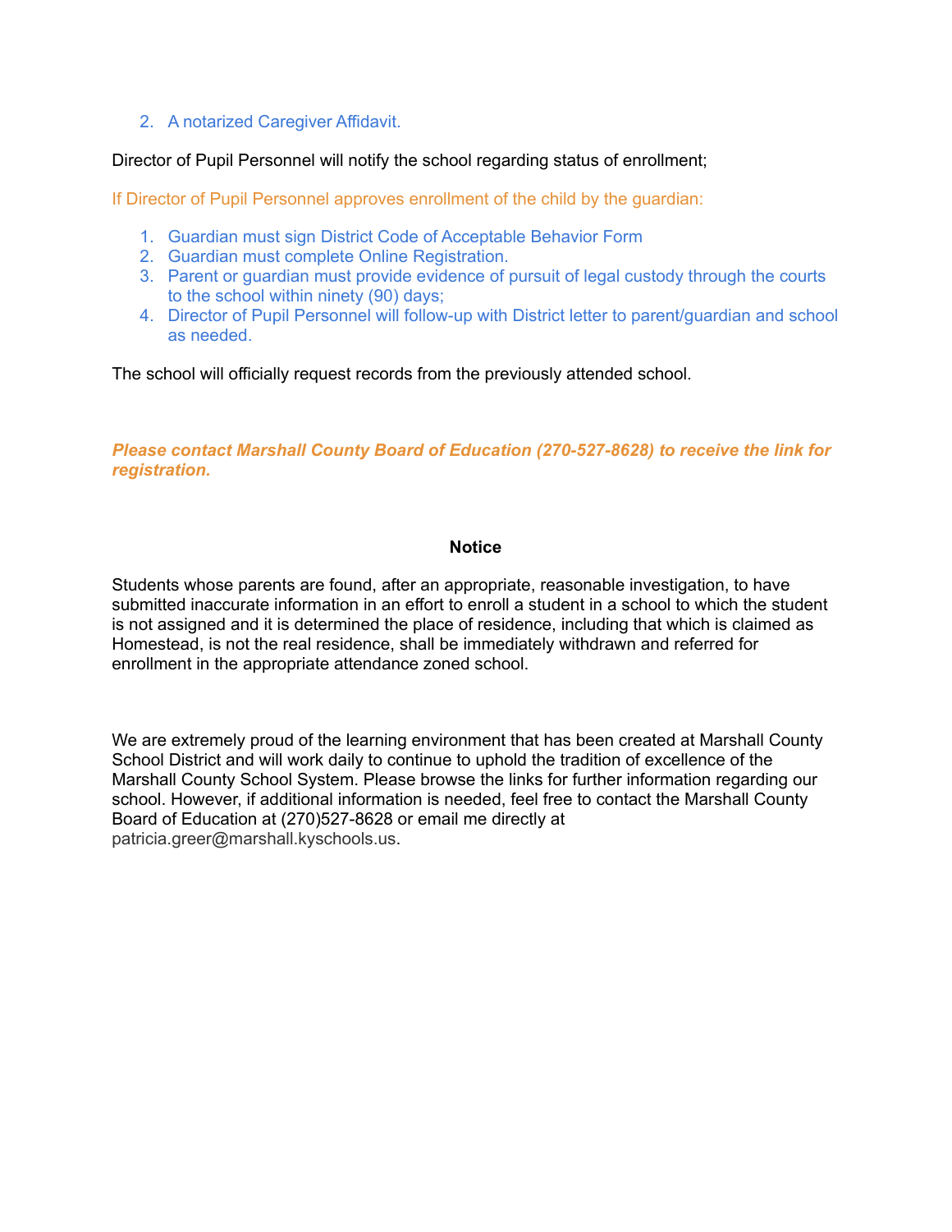2. A notarized Caregiver Affidavit.

Director of Pupil Personnel will notify the school regarding status of enrollment;

If Director of Pupil Personnel approves enrollment of the child by the guardian:

1. Guardian must sign District Code of Acceptable Behavior Form
2. Guardian must complete Online Registration.
3. Parent or guardian must provide evidence of pursuit of legal custody through the courts to the school within ninety (90) days;
4. Director of Pupil Personnel will follow-up with District letter to parent/guardian and school as needed.

The school will officially request records from the previously attended school.

***Please contact Marshall County Board of Education (270-527-8628) to receive the link for registration.***

**Notice**

Students whose parents are found, after an appropriate, reasonable investigation, to have submitted inaccurate information in an effort to enroll a student in a school to which the student is not assigned and it is determined the place of residence, including that which is claimed as Homestead, is not the real residence, shall be immediately withdrawn and referred for enrollment in the appropriate attendance zoned school.

We are extremely proud of the learning environment that has been created at Marshall County School District and will work daily to continue to uphold the tradition of excellence of the Marshall County School System. Please browse the links for further information regarding our school. However, if additional information is needed, feel free to contact the Marshall County Board of Education at (270)527-8628 or email me directly at patricia.greer@marshall.kyschools.us.